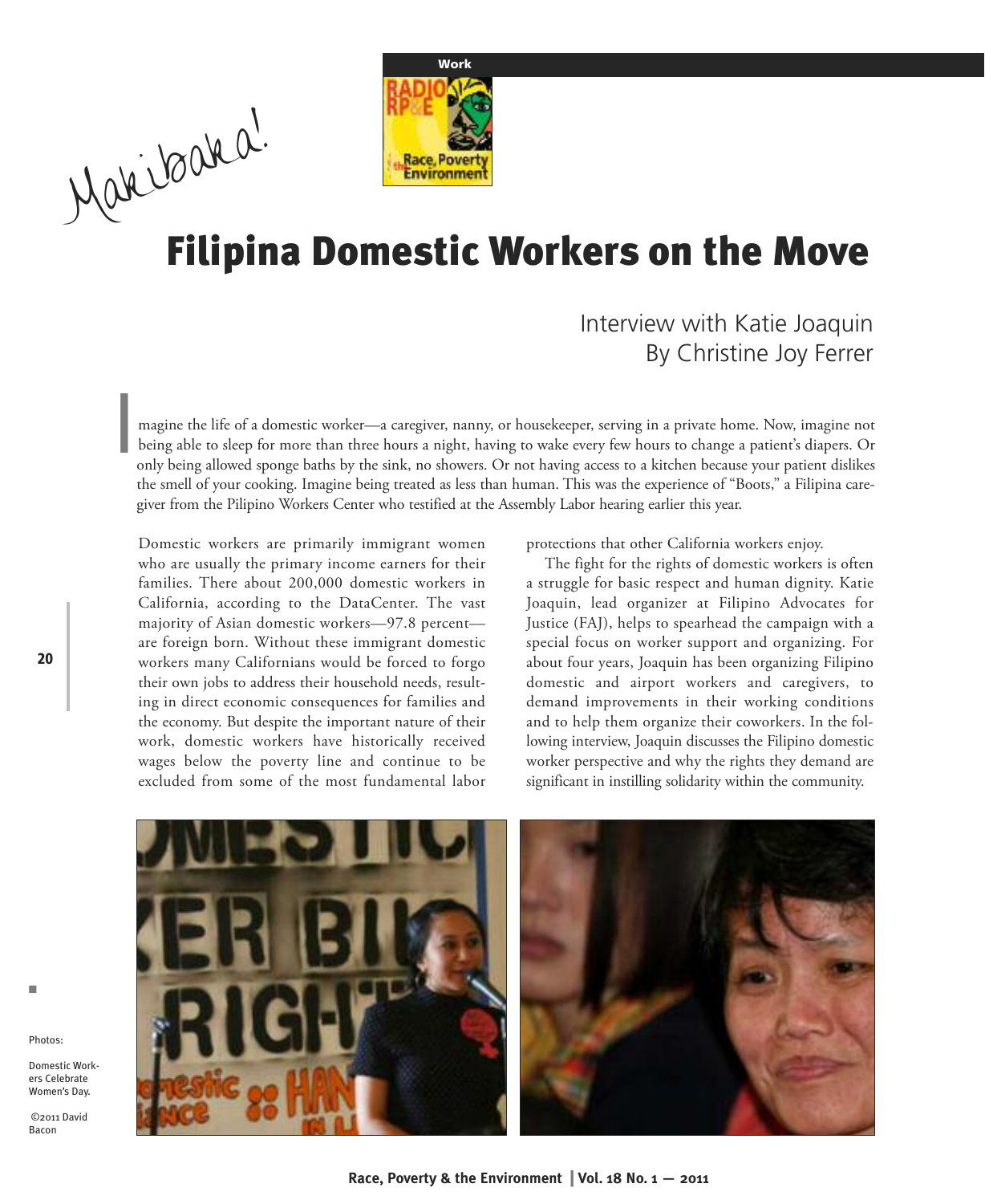Work

Makibaka!

# Filipina Domestic Workers on the Move

Interview with Katie Joaquin
By Christine Joy Ferrer

Imagine the life of a domestic worker—a caregiver, nanny, or housekeeper, serving in a private home. Now, imagine not being able to sleep for more than three hours a night, having to wake every few hours to change a patient's diapers. Or only being allowed sponge baths by the sink, no showers. Or not having access to a kitchen because your patient dislikes the smell of your cooking. Imagine being treated as less than human. This was the experience of "Boots," a Filipina caregiver from the Pilipino Workers Center who testified at the Assembly Labor hearing earlier this year.

Domestic workers are primarily immigrant women who are usually the primary income earners for their families. There about 200,000 domestic workers in California, according to the DataCenter. The vast majority of Asian domestic workers—97.8 percent—are foreign born. Without these immigrant domestic workers many Californians would be forced to forgo their own jobs to address their household needs, resulting in direct economic consequences for families and the economy. But despite the important nature of their work, domestic workers have historically received wages below the poverty line and continue to be excluded from some of the most fundamental labor protections that other California workers enjoy.

The fight for the rights of domestic workers is often a struggle for basic respect and human dignity. Katie Joaquin, lead organizer at Filipino Advocates for Justice (FAJ), helps to spearhead the campaign with a special focus on worker support and organizing. For about four years, Joaquin has been organizing Filipino domestic and airport workers and caregivers, to demand improvements in their working conditions and to help them organize their coworkers. In the following interview, Joaquin discusses the Filipino domestic worker perspective and why the rights they demand are significant in instilling solidarity within the community.

Photos:

Domestic Workers Celebrate Women's Day.

©2011 David Bacon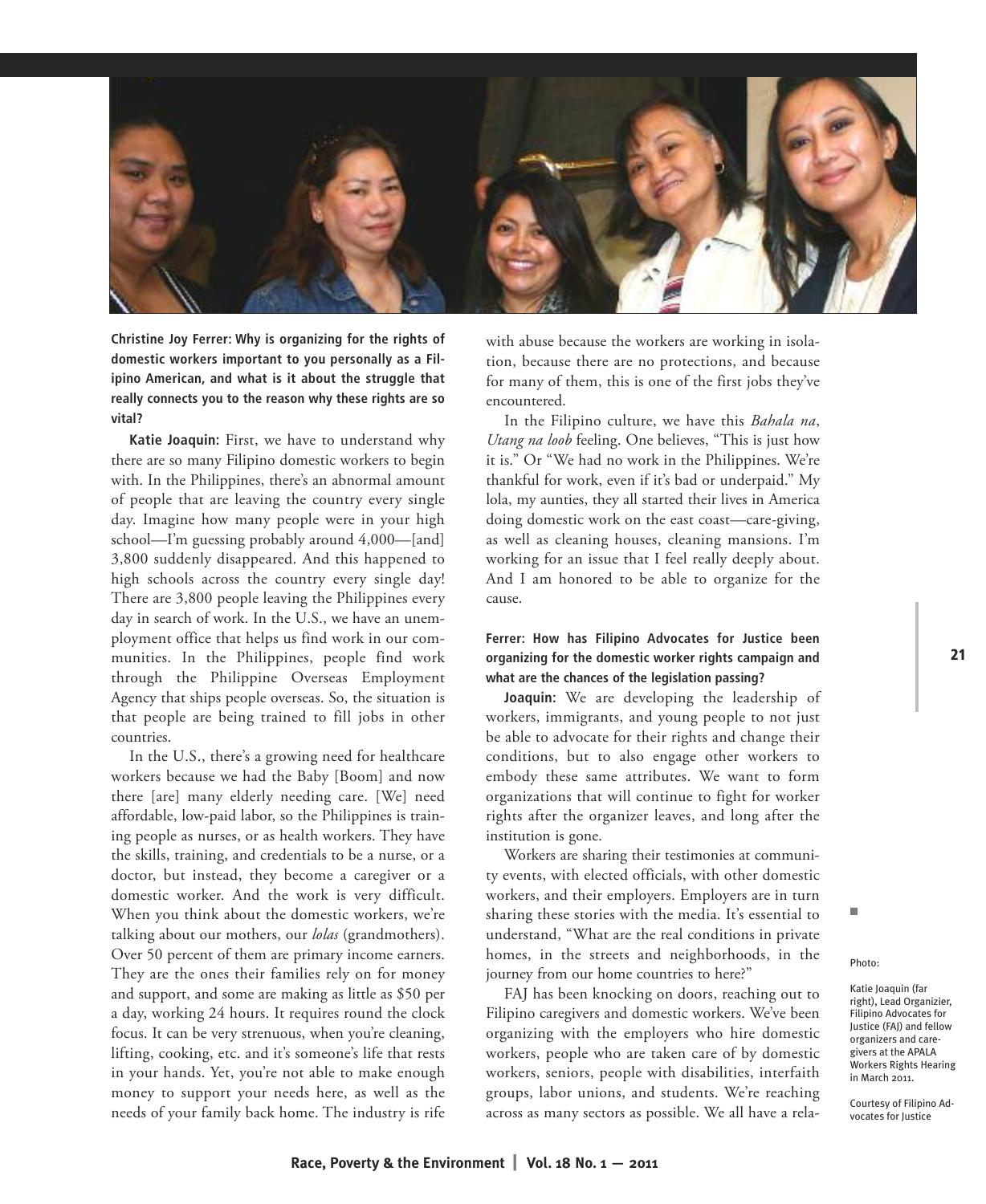**Christine Joy Ferrer: Why is organizing for the rights of domestic workers important to you personally as a Filipino American, and what is it about the struggle that really connects you to the reason why these rights are so vital?**

**Katie Joaquin:** First, we have to understand why there are so many Filipino domestic workers to begin with. In the Philippines, there's an abnormal amount of people that are leaving the country every single day. Imagine how many people were in your high school—I'm guessing probably around 4,000—[and] 3,800 suddenly disappeared. And this happened to high schools across the country every single day! There are 3,800 people leaving the Philippines every day in search of work. In the U.S., we have an unemployment office that helps us find work in our communities. In the Philippines, people find work through the Philippine Overseas Employment Agency that ships people overseas. So, the situation is that people are being trained to fill jobs in other countries.

In the U.S., there's a growing need for healthcare workers because we had the Baby [Boom] and now there [are] many elderly needing care. [We] need affordable, low-paid labor, so the Philippines is training people as nurses, or as health workers. They have the skills, training, and credentials to be a nurse, or a doctor, but instead, they become a caregiver or a domestic worker. And the work is very difficult. When you think about the domestic workers, we're talking about our mothers, our *lolas* (grandmothers). Over 50 percent of them are primary income earners. They are the ones their families rely on for money and support, and some are making as little as $50 per a day, working 24 hours. It requires round the clock focus. It can be very strenuous, when you're cleaning, lifting, cooking, etc. and it's someone's life that rests in your hands. Yet, you're not able to make enough money to support your needs here, as well as the needs of your family back home. The industry is rife with abuse because the workers are working in isolation, because there are no protections, and because for many of them, this is one of the first jobs they've encountered.

In the Filipino culture, we have this *Bahala na*, *Utang na loob* feeling. One believes, "This is just how it is." Or "We had no work in the Philippines. We're thankful for work, even if it's bad or underpaid." My lola, my aunties, they all started their lives in America doing domestic work on the east coast—care-giving, as well as cleaning houses, cleaning mansions. I'm working for an issue that I feel really deeply about. And I am honored to be able to organize for the cause.

**Ferrer: How has Filipino Advocates for Justice been organizing for the domestic worker rights campaign and what are the chances of the legislation passing?**

**Joaquin:** We are developing the leadership of workers, immigrants, and young people to not just be able to advocate for their rights and change their conditions, but to also engage other workers to embody these same attributes. We want to form organizations that will continue to fight for worker rights after the organizer leaves, and long after the institution is gone.

Workers are sharing their testimonies at community events, with elected officials, with other domestic workers, and their employers. Employers are in turn sharing these stories with the media. It's essential to understand, "What are the real conditions in private homes, in the streets and neighborhoods, in the journey from our home countries to here?"

FAJ has been knocking on doors, reaching out to Filipino caregivers and domestic workers. We've been organizing with the employers who hire domestic workers, people who are taken care of by domestic workers, seniors, people with disabilities, interfaith groups, labor unions, and students. We're reaching across as many sectors as possible. We all have a rela-

Photo:

Katie Joaquin (far right), Lead Organizier, Filipino Advocates for Justice (FAJ) and fellow organizers and caregivers at the APALA Workers Rights Hearing in March 2011.

Courtesy of Filipino Advocates for Justice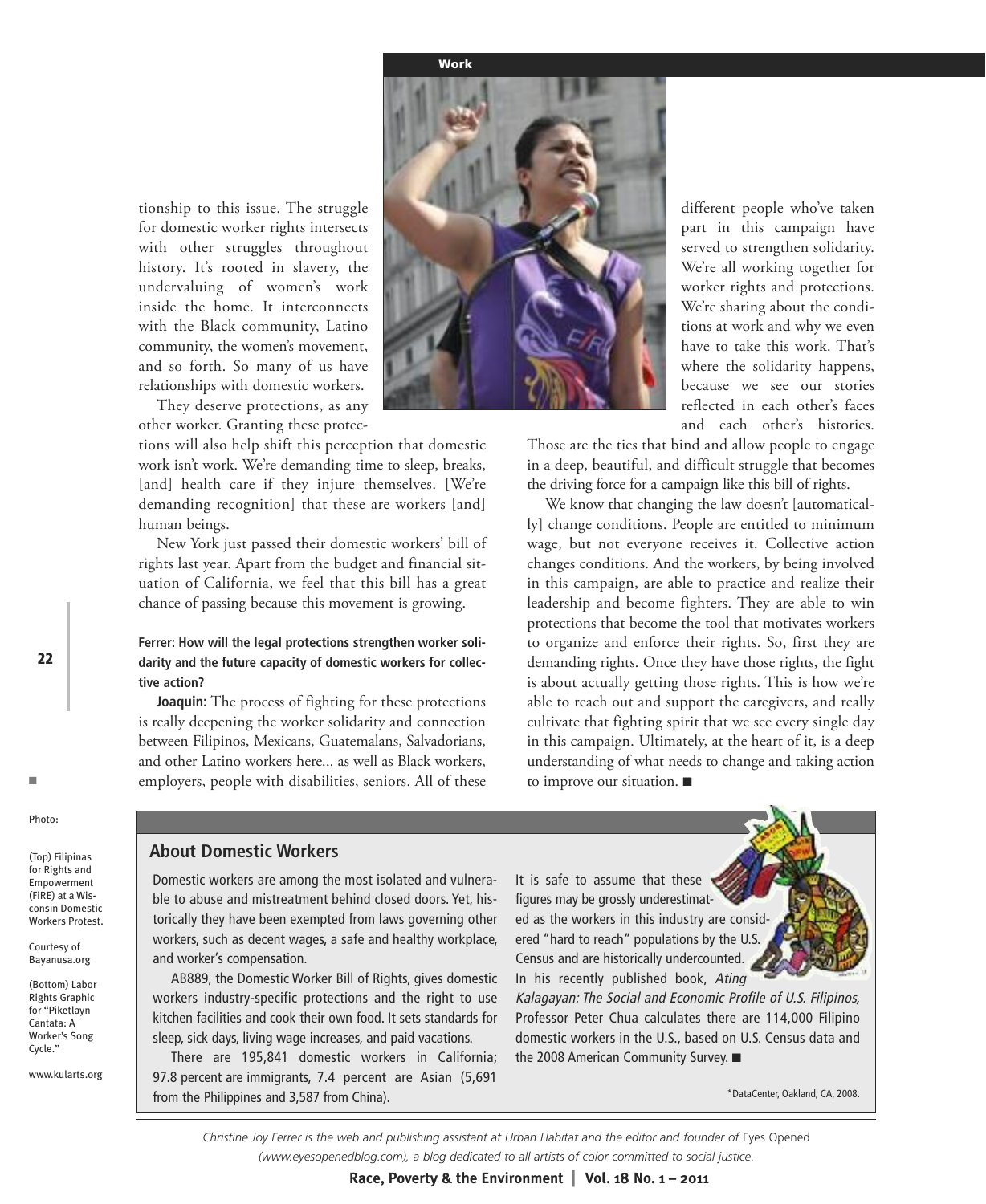tionship to this issue. The struggle for domestic worker rights intersects with other struggles throughout history. It's rooted in slavery, the undervaluing of women's work inside the home. It interconnects with the Black community, Latino community, the women's movement, and so forth. So many of us have relationships with domestic workers.

They deserve protections, as any other worker. Granting these protections will also help shift this perception that domestic work isn't work. We're demanding time to sleep, breaks, [and] health care if they injure themselves. [We're demanding recognition] that these are workers [and] human beings.

New York just passed their domestic workers' bill of rights last year. Apart from the budget and financial situation of California, we feel that this bill has a great chance of passing because this movement is growing.

**Ferrer: How will the legal protections strengthen worker solidarity and the future capacity of domestic workers for collective action?**

**Joaquin:** The process of fighting for these protections is really deepening the worker solidarity and connection between Filipinos, Mexicans, Guatemalans, Salvadorians, and other Latino workers here... as well as Black workers, employers, people with disabilities, seniors. All of these different people who've taken part in this campaign have served to strengthen solidarity. We're all working together for worker rights and protections. We're sharing about the conditions at work and why we even have to take this work. That's where the solidarity happens, because we see our stories reflected in each other's faces and each other's histories. Those are the ties that bind and allow people to engage in a deep, beautiful, and difficult struggle that becomes the driving force for a campaign like this bill of rights.

We know that changing the law doesn't [automatically] change conditions. People are entitled to minimum wage, but not everyone receives it. Collective action changes conditions. And the workers, by being involved in this campaign, are able to practice and realize their leadership and become fighters. They are able to win protections that become the tool that motivates workers to organize and enforce their rights. So, first they are demanding rights. Once they have those rights, the fight is about actually getting those rights. This is how we're able to reach out and support the caregivers, and really cultivate that fighting spirit that we see every single day in this campaign. Ultimately, at the heart of it, is a deep understanding of what needs to change and taking action to improve our situation. ■

Photo:

(Top) Filipinas for Rights and Empowerment (FiRE) at a Wisconsin Domestic Workers Protest.

Courtesy of Bayanusa.org

(Bottom) Labor Rights Graphic for "Piketlayn Cantata: A Worker's Song Cycle."

www.kularts.org

## About Domestic Workers

Domestic workers are among the most isolated and vulnerable to abuse and mistreatment behind closed doors. Yet, historically they have been exempted from laws governing other workers, such as decent wages, a safe and healthy workplace, and worker's compensation.

AB889, the Domestic Worker Bill of Rights, gives domestic workers industry-specific protections and the right to use kitchen facilities and cook their own food. It sets standards for sleep, sick days, living wage increases, and paid vacations.

There are 195,841 domestic workers in California; 97.8 percent are immigrants, 7.4 percent are Asian (5,691 from the Philippines and 3,587 from China).

It is safe to assume that these figures may be grossly underestimated as the workers in this industry are considered "hard to reach" populations by the U.S. Census and are historically undercounted. In his recently published book, *Ating Kalagayan: The Social and Economic Profile of U.S. Filipinos,* Professor Peter Chua calculates there are 114,000 Filipino domestic workers in the U.S., based on U.S. Census data and the 2008 American Community Survey. ■

*DataCenter, Oakland, CA, 2008.

*Christine Joy Ferrer is the web and publishing assistant at Urban Habitat and the editor and founder of* Eyes Opened *(www.eyesopenedblog.com), a blog dedicated to all artists of color committed to social justice.*